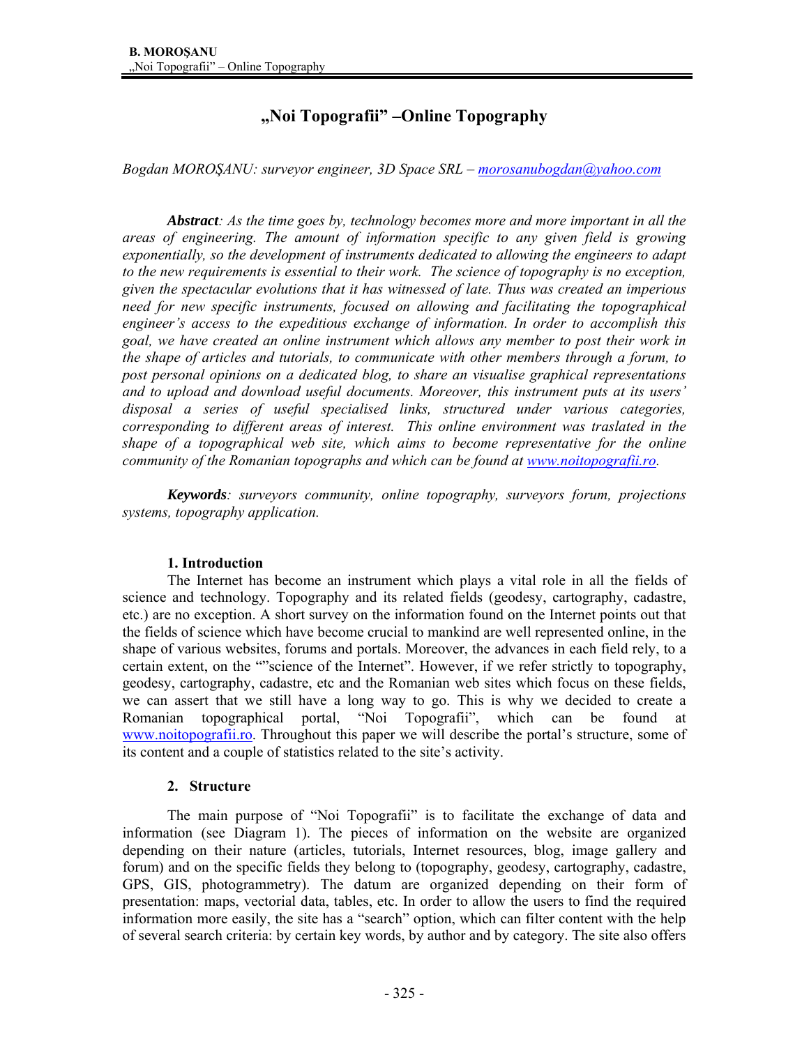# „Noi Topografii" –Online Topography

*Bogdan MOROŞANU: surveyor engineer, 3D Space SRL – morosanubogdan@yahoo.com*

***Abstract**: As the time goes by, technology becomes more and more important in all the areas of engineering. The amount of information specific to any given field is growing exponentially, so the development of instruments dedicated to allowing the engineers to adapt to the new requirements is essential to their work. The science of topography is no exception, given the spectacular evolutions that it has witnessed of late. Thus was created an imperious need for new specific instruments, focused on allowing and facilitating the topographical engineer's access to the expeditious exchange of information. In order to accomplish this goal, we have created an online instrument which allows any member to post their work in the shape of articles and tutorials, to communicate with other members through a forum, to post personal opinions on a dedicated blog, to share an visualise graphical representations and to upload and download useful documents. Moreover, this instrument puts at its users' disposal a series of useful specialised links, structured under various categories, corresponding to different areas of interest. This online environment was traslated in the shape of a topographical web site, which aims to become representative for the online community of the Romanian topographs and which can be found at www.noitopografii.ro.*

***Keywords**: surveyors community, online topography, surveyors forum, projections systems, topography application.*

## 1. Introduction

The Internet has become an instrument which plays a vital role in all the fields of science and technology. Topography and its related fields (geodesy, cartography, cadastre, etc.) are no exception. A short survey on the information found on the Internet points out that the fields of science which have become crucial to mankind are well represented online, in the shape of various websites, forums and portals. Moreover, the advances in each field rely, to a certain extent, on the ""science of the Internet". However, if we refer strictly to topography, geodesy, cartography, cadastre, etc and the Romanian web sites which focus on these fields, we can assert that we still have a long way to go. This is why we decided to create a Romanian topographical portal, "Noi Topografii", which can be found at www.noitopografii.ro. Throughout this paper we will describe the portal's structure, some of its content and a couple of statistics related to the site's activity.

## 2. Structure

The main purpose of "Noi Topografii" is to facilitate the exchange of data and information (see Diagram 1). The pieces of information on the website are organized depending on their nature (articles, tutorials, Internet resources, blog, image gallery and forum) and on the specific fields they belong to (topography, geodesy, cartography, cadastre, GPS, GIS, photogrammetry). The datum are organized depending on their form of presentation: maps, vectorial data, tables, etc. In order to allow the users to find the required information more easily, the site has a "search" option, which can filter content with the help of several search criteria: by certain key words, by author and by category. The site also offers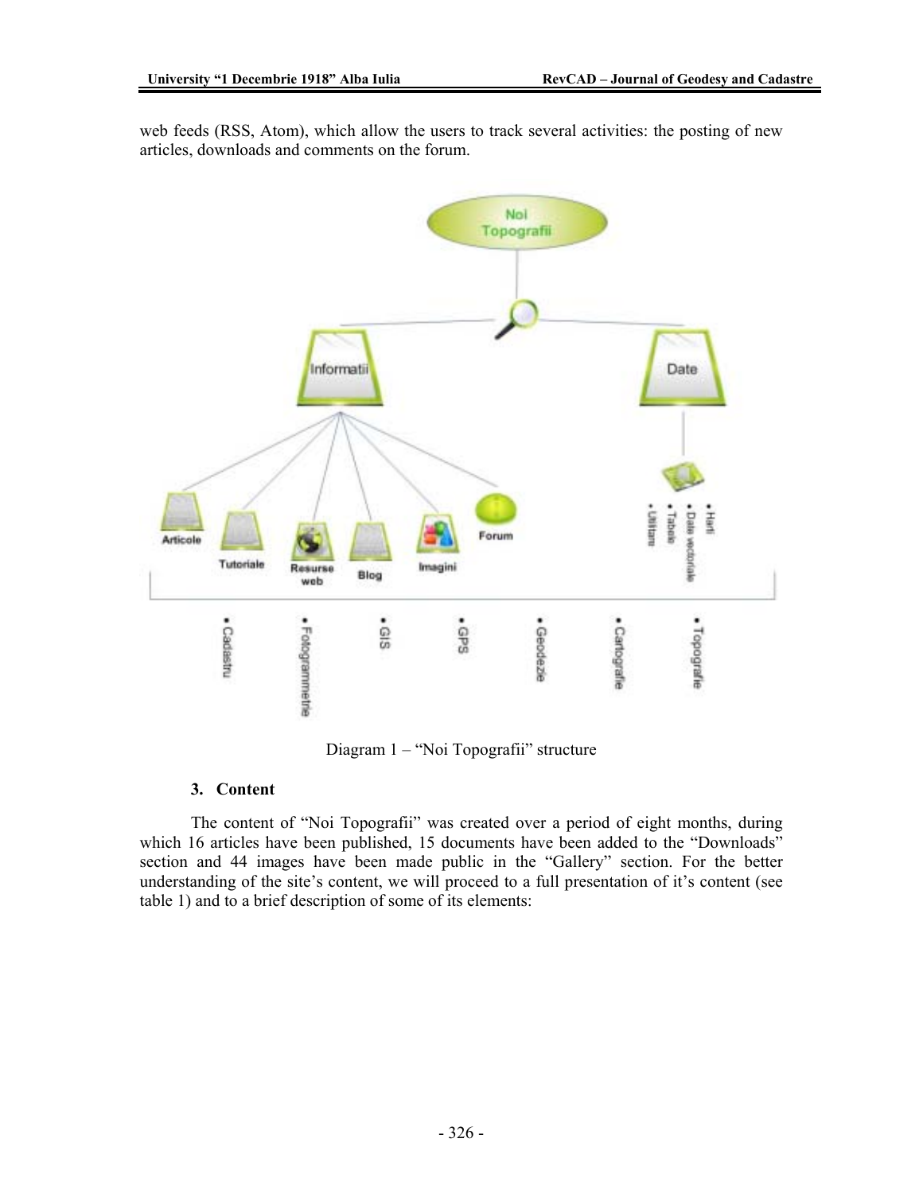web feeds (RSS, Atom), which allow the users to track several activities: the posting of new articles, downloads and comments on the forum.

Diagram 1 – "Noi Topografii" structure

### 3. Content

The content of "Noi Topografii" was created over a period of eight months, during which 16 articles have been published, 15 documents have been added to the "Downloads" section and 44 images have been made public in the "Gallery" section. For the better understanding of the site's content, we will proceed to a full presentation of it's content (see table 1) and to a brief description of some of its elements: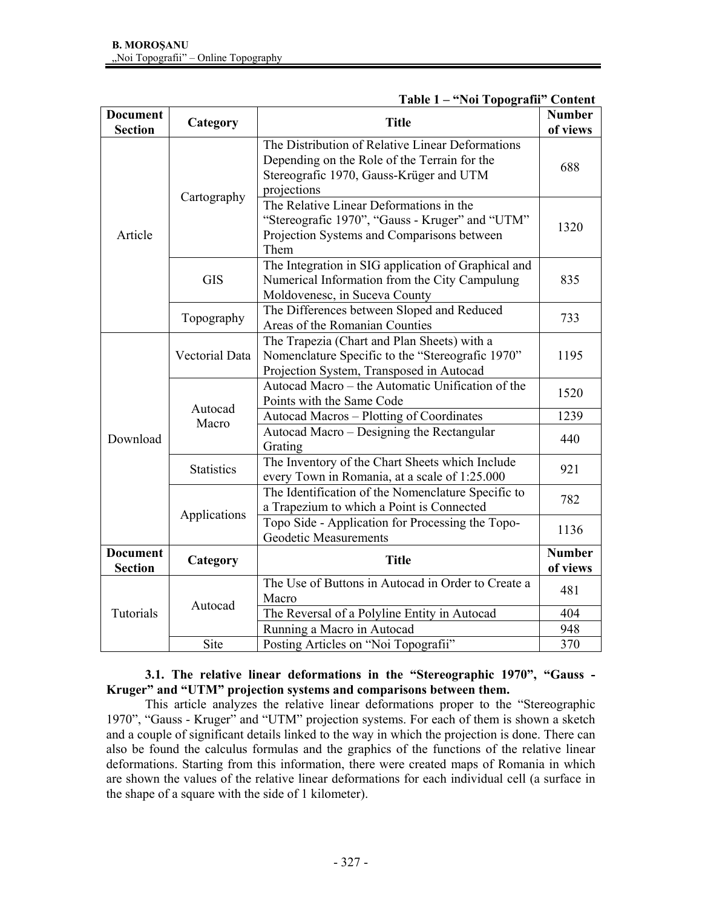**Table 1 – "Noi Topografii" Content**

| Document Section | Category | Title | Number of views |
|---|---|---|---|
| Article | Cartography | The Distribution of Relative Linear Deformations Depending on the Role of the Terrain for the Stereografic 1970, Gauss-Krüger and UTM projections | 688 |
| | | The Relative Linear Deformations in the "Stereografic 1970", "Gauss - Kruger" and "UTM" Projection Systems and Comparisons between Them | 1320 |
| | GIS | The Integration in SIG application of Graphical and Numerical Information from the City Campulung Moldovenesc, in Suceva County | 835 |
| | Topography | The Differences between Sloped and Reduced Areas of the Romanian Counties | 733 |
| Download | Vectorial Data | The Trapezia (Chart and Plan Sheets) with a Nomenclature Specific to the "Stereografic 1970" Projection System, Transposed in Autocad | 1195 |
| | Autocad Macro | Autocad Macro – the Automatic Unification of the Points with the Same Code | 1520 |
| | | Autocad Macros – Plotting of Coordinates | 1239 |
| | | Autocad Macro – Designing the Rectangular Grating | 440 |
| | Statistics | The Inventory of the Chart Sheets which Include every Town in Romania, at a scale of 1:25.000 | 921 |
| | Applications | The Identification of the Nomenclature Specific to a Trapezium to which a Point is Connected | 782 |
| | | Topo Side - Application for Processing the Topo-Geodetic Measurements | 1136 |
| **Document Section** | **Category** | **Title** | **Number of views** |
| Tutorials | Autocad | The Use of Buttons in Autocad in Order to Create a Macro | 481 |
| | | The Reversal of a Polyline Entity in Autocad | 404 |
| | | Running a Macro in Autocad | 948 |
| | Site | Posting Articles on "Noi Topografii" | 370 |

### 3.1. The relative linear deformations in the "Stereographic 1970", "Gauss - Kruger" and "UTM" projection systems and comparisons between them.

This article analyzes the relative linear deformations proper to the "Stereographic 1970", "Gauss - Kruger" and "UTM" projection systems. For each of them is shown a sketch and a couple of significant details linked to the way in which the projection is done. There can also be found the calculus formulas and the graphics of the functions of the relative linear deformations. Starting from this information, there were created maps of Romania in which are shown the values of the relative linear deformations for each individual cell (a surface in the shape of a square with the side of 1 kilometer).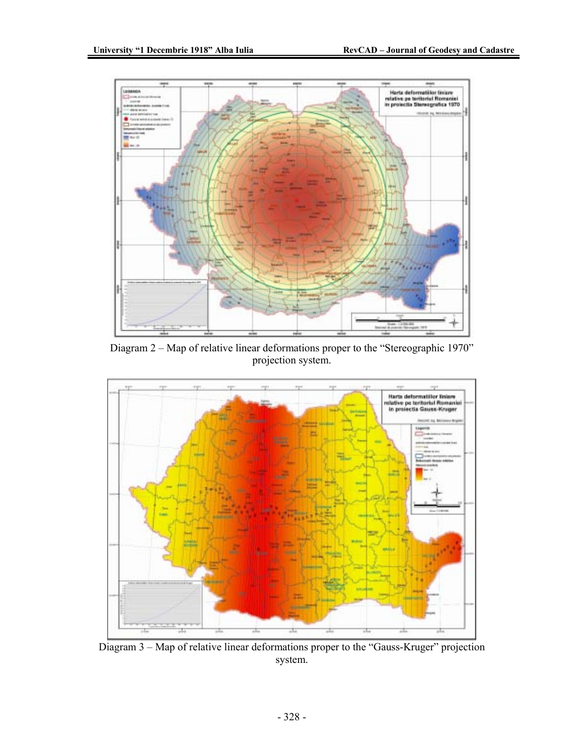Diagram 2 – Map of relative linear deformations proper to the "Stereographic 1970" projection system.

Diagram 3 – Map of relative linear deformations proper to the "Gauss-Kruger" projection system.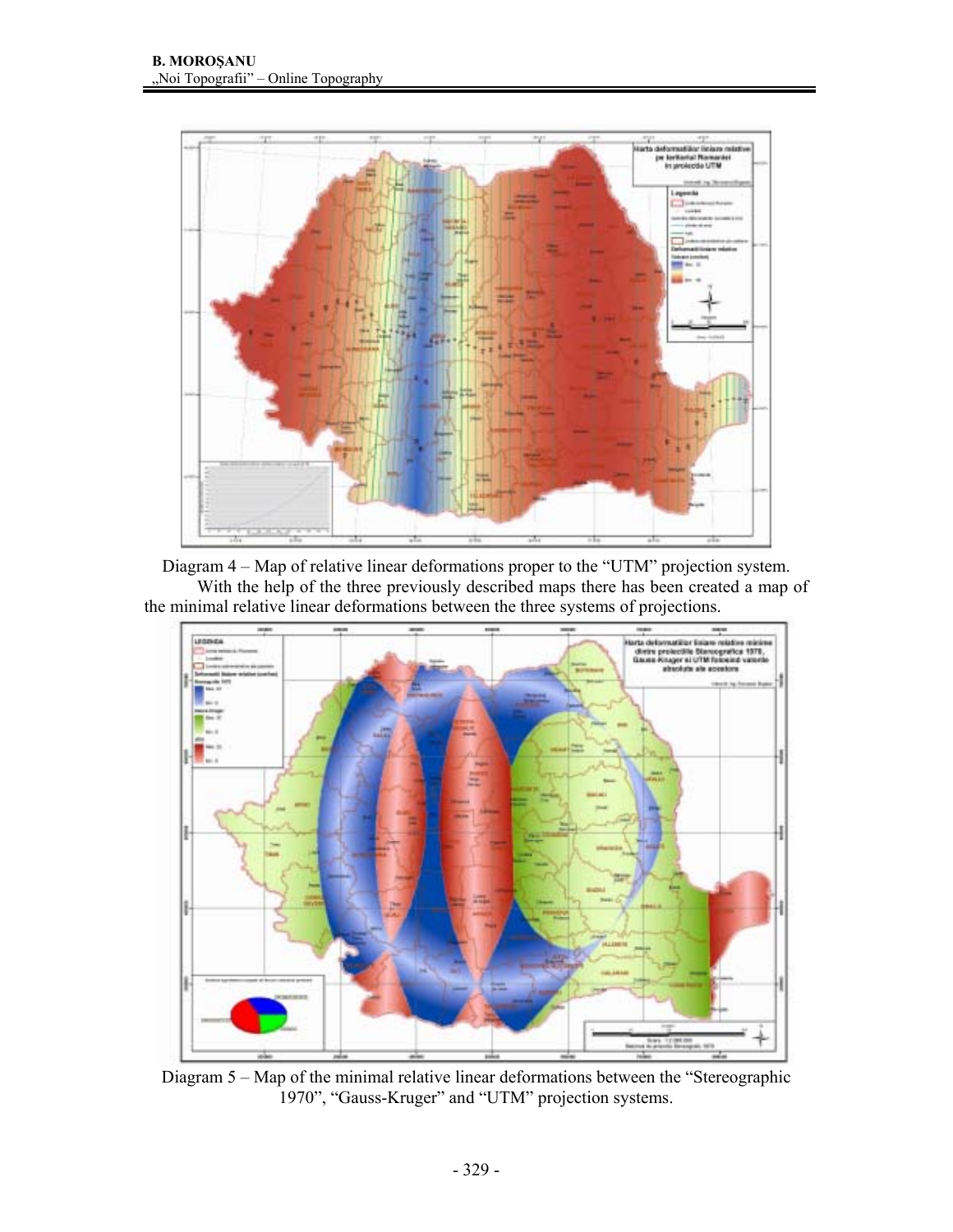Diagram 4 – Map of relative linear deformations proper to the "UTM" projection system.

With the help of the three previously described maps there has been created a map of the minimal relative linear deformations between the three systems of projections.

Diagram 5 – Map of the minimal relative linear deformations between the "Stereographic 1970", "Gauss-Kruger" and "UTM" projection systems.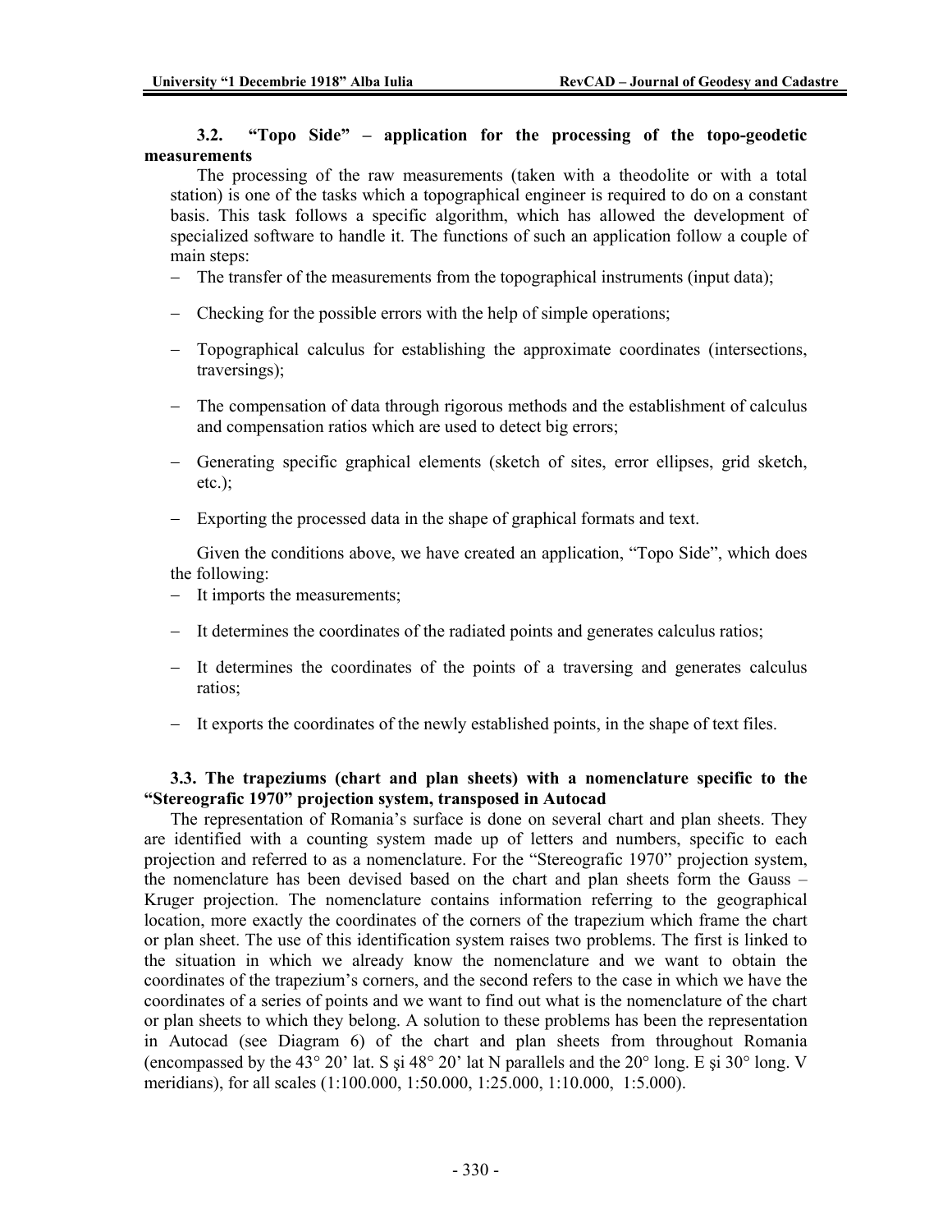### 3.2. "Topo Side" – application for the processing of the topo-geodetic measurements

The processing of the raw measurements (taken with a theodolite or with a total station) is one of the tasks which a topographical engineer is required to do on a constant basis. This task follows a specific algorithm, which has allowed the development of specialized software to handle it. The functions of such an application follow a couple of main steps:

- The transfer of the measurements from the topographical instruments (input data);
- Checking for the possible errors with the help of simple operations;
- Topographical calculus for establishing the approximate coordinates (intersections, traversings);
- The compensation of data through rigorous methods and the establishment of calculus and compensation ratios which are used to detect big errors;
- Generating specific graphical elements (sketch of sites, error ellipses, grid sketch, etc.);
- Exporting the processed data in the shape of graphical formats and text.

Given the conditions above, we have created an application, "Topo Side", which does the following:

- It imports the measurements;
- It determines the coordinates of the radiated points and generates calculus ratios;
- It determines the coordinates of the points of a traversing and generates calculus ratios;
- It exports the coordinates of the newly established points, in the shape of text files.

### 3.3. The trapeziums (chart and plan sheets) with a nomenclature specific to the "Stereografic 1970" projection system, transposed in Autocad

The representation of Romania's surface is done on several chart and plan sheets. They are identified with a counting system made up of letters and numbers, specific to each projection and referred to as a nomenclature. For the "Stereografic 1970" projection system, the nomenclature has been devised based on the chart and plan sheets form the Gauss – Kruger projection. The nomenclature contains information referring to the geographical location, more exactly the coordinates of the corners of the trapezium which frame the chart or plan sheet. The use of this identification system raises two problems. The first is linked to the situation in which we already know the nomenclature and we want to obtain the coordinates of the trapezium's corners, and the second refers to the case in which we have the coordinates of a series of points and we want to find out what is the nomenclature of the chart or plan sheets to which they belong. A solution to these problems has been the representation in Autocad (see Diagram 6) of the chart and plan sheets from throughout Romania (encompassed by the 43° 20' lat. S şi 48° 20' lat N parallels and the 20° long. E şi 30° long. V meridians), for all scales (1:100.000, 1:50.000, 1:25.000, 1:10.000, 1:5.000).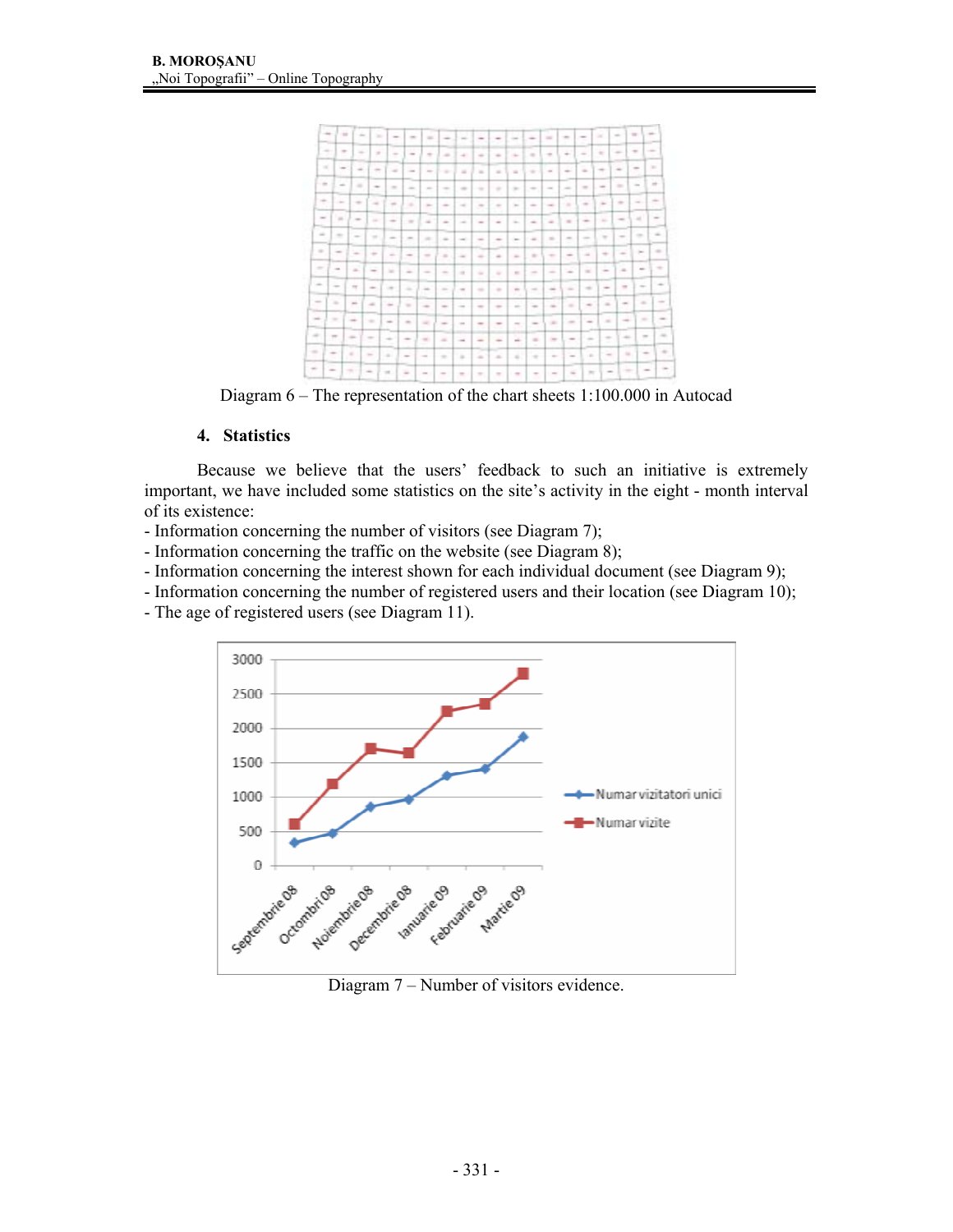Diagram 6 – The representation of the chart sheets 1:100.000 in Autocad

## 4. Statistics

Because we believe that the users' feedback to such an initiative is extremely important, we have included some statistics on the site's activity in the eight - month interval of its existence:

- Information concerning the number of visitors (see Diagram 7);
- Information concerning the traffic on the website (see Diagram 8);
- Information concerning the interest shown for each individual document (see Diagram 9);
- Information concerning the number of registered users and their location (see Diagram 10);
- The age of registered users (see Diagram 11).

Diagram 7 – Number of visitors evidence.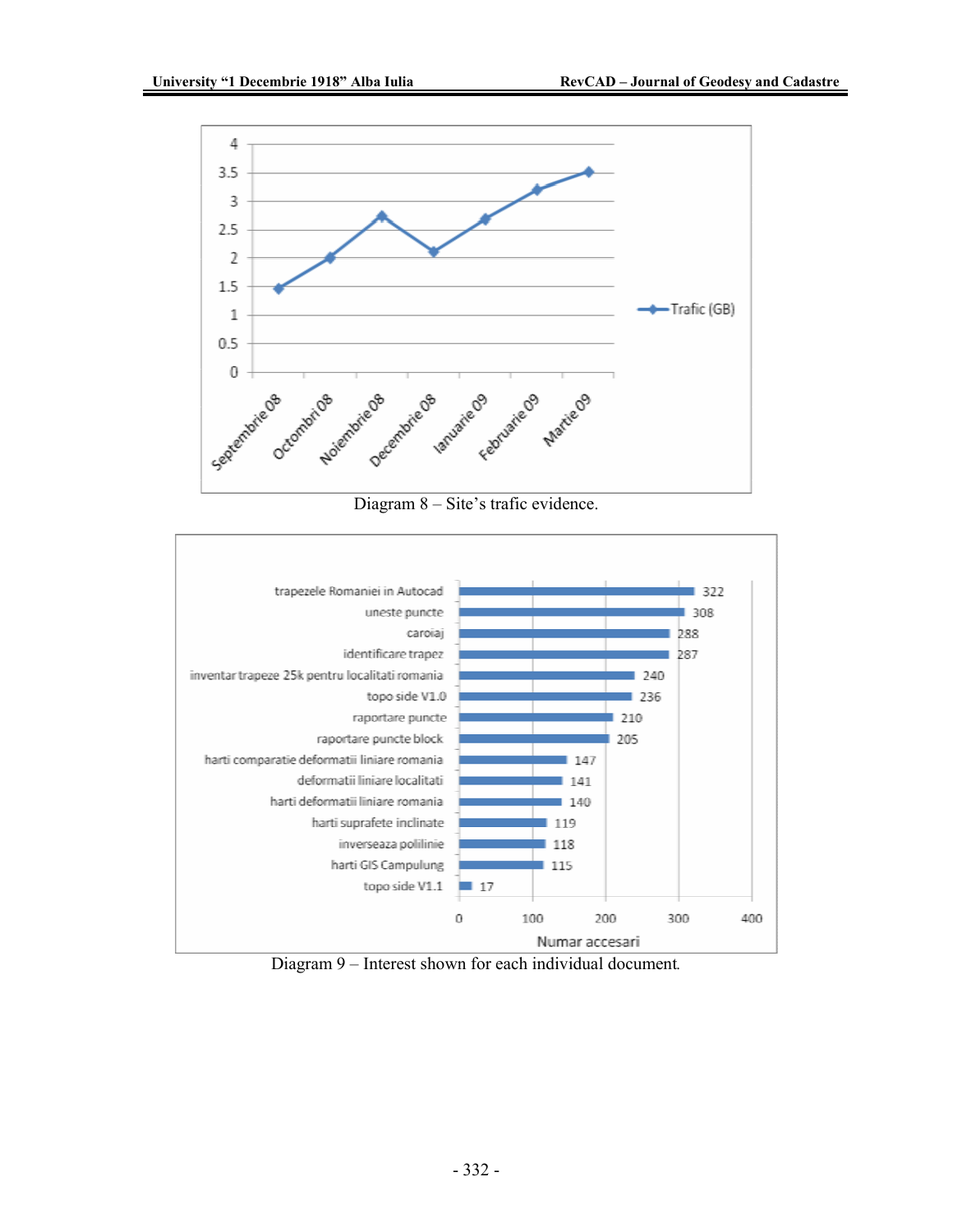Diagram 8 – Site's trafic evidence.

Diagram 9 – Interest shown for each individual document.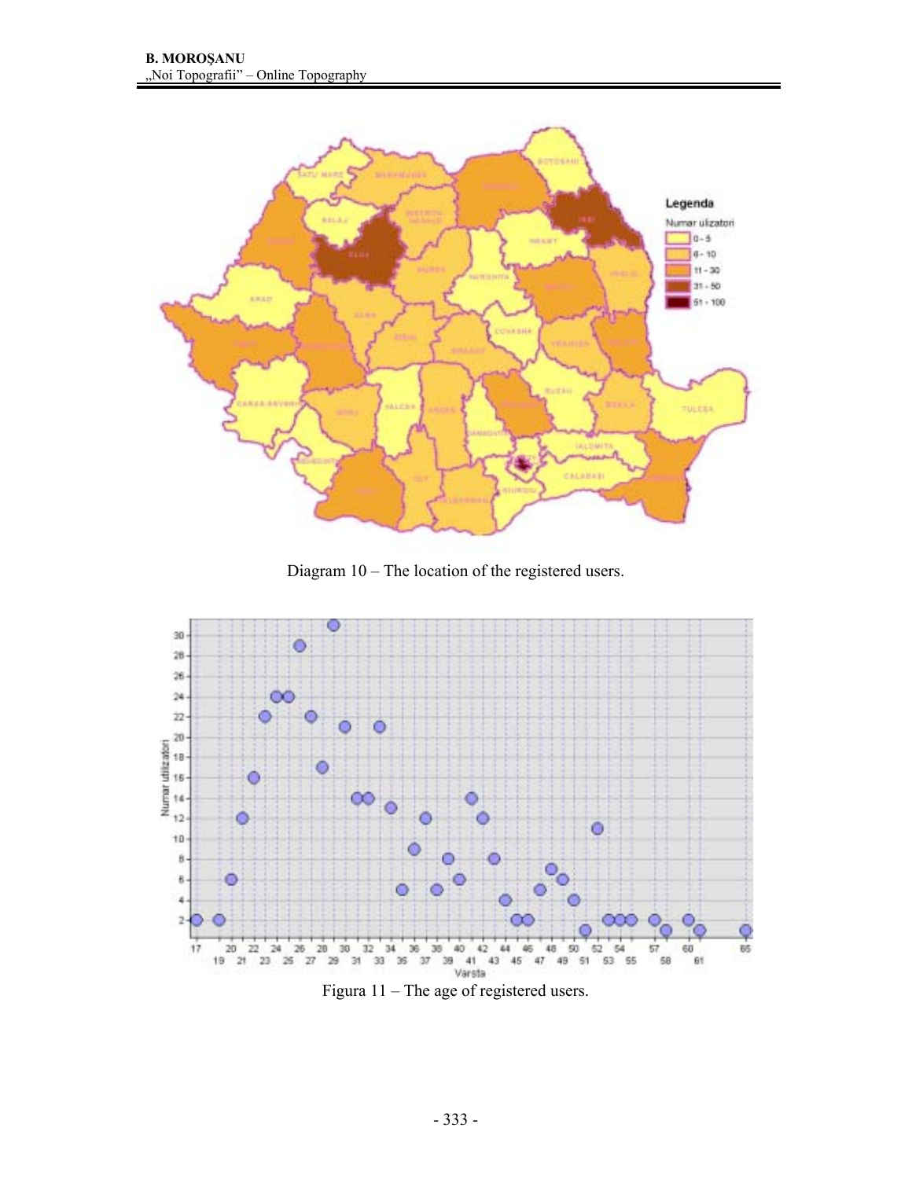Diagram 10 – The location of the registered users.

Figura 11 – The age of registered users.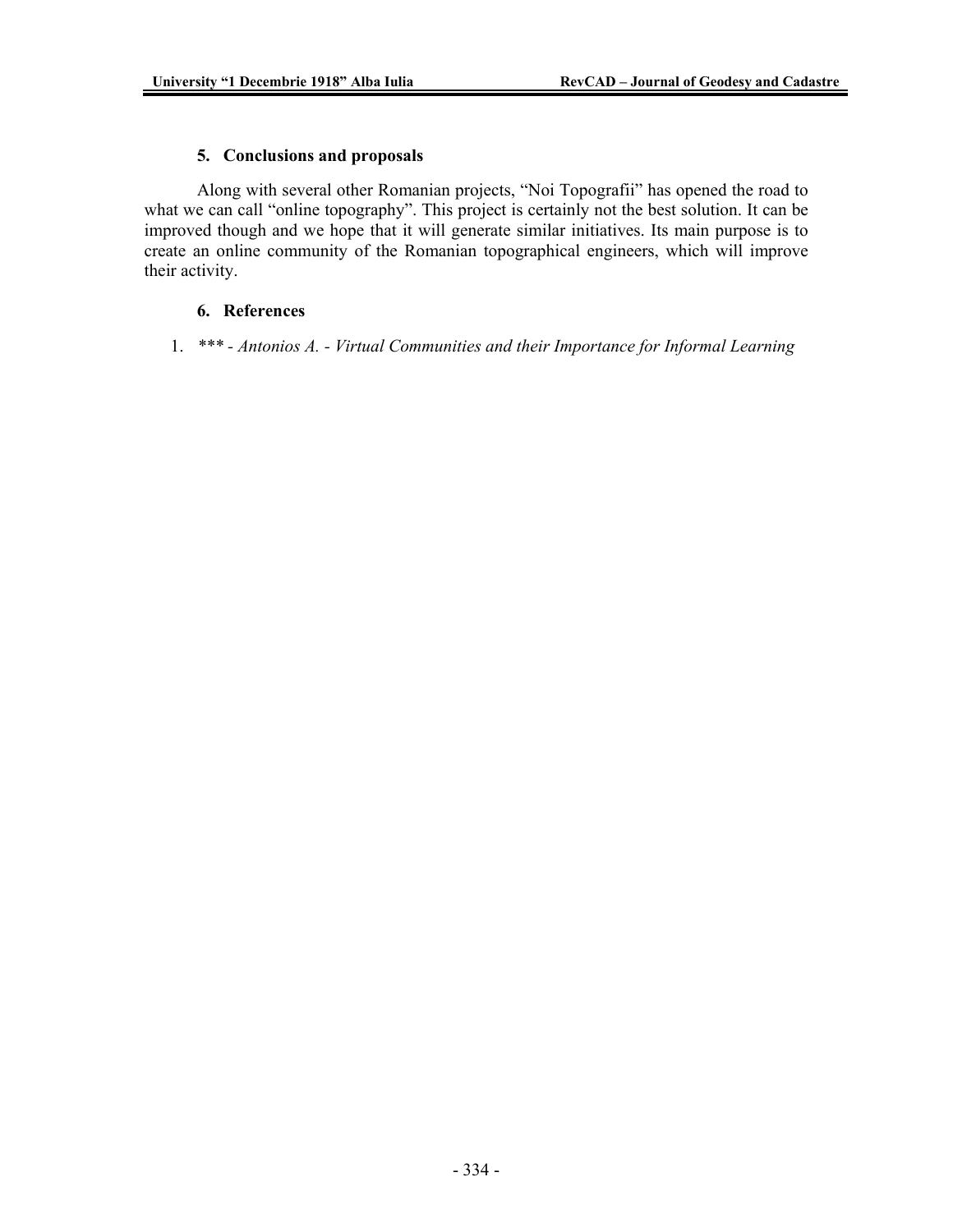## 5. Conclusions and proposals

Along with several other Romanian projects, "Noi Topografii" has opened the road to what we can call "online topography". This project is certainly not the best solution. It can be improved though and we hope that it will generate similar initiatives. Its main purpose is to create an online community of the Romanian topographical engineers, which will improve their activity.

## 6. References

1. *\*\*\* - Antonios A. - Virtual Communities and their Importance for Informal Learning*